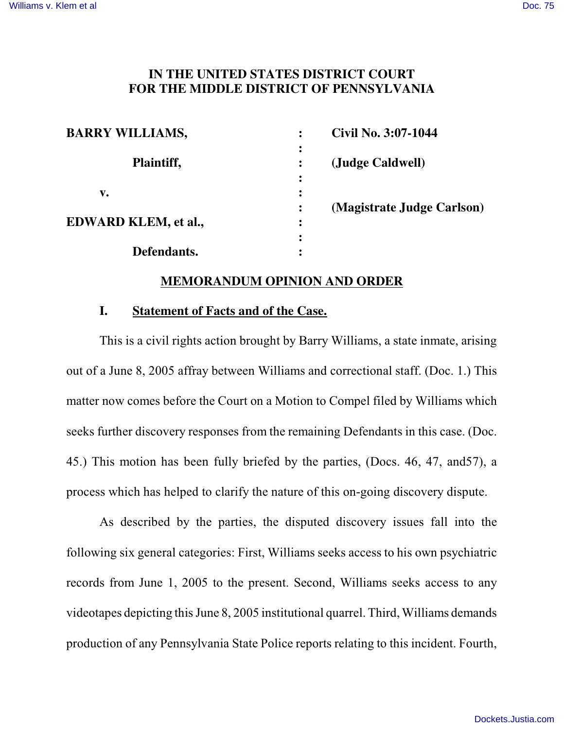# IN THE UNITED STATES DISTRICT COURT
# FOR THE MIDDLE DISTRICT OF PENNSYLVANIA

| | | |
|---|---|---|
| **BARRY WILLIAMS,** | : | **Civil No. 3:07-1044** |
| **Plaintiff,** | : | **(Judge Caldwell)** |
| **v.** | : | |
| | : | **(Magistrate Judge Carlson)** |
| **EDWARD KLEM, et al.,** | : | |
| **Defendants.** | : | |

## MEMORANDUM OPINION AND ORDER

### I. Statement of Facts and of the Case.

This is a civil rights action brought by Barry Williams, a state inmate, arising out of a June 8, 2005 affray between Williams and correctional staff. (Doc. 1.) This matter now comes before the Court on a Motion to Compel filed by Williams which seeks further discovery responses from the remaining Defendants in this case. (Doc. 45.) This motion has been fully briefed by the parties, (Docs. 46, 47, and57), a process which has helped to clarify the nature of this on-going discovery dispute.

As described by the parties, the disputed discovery issues fall into the following six general categories: First, Williams seeks access to his own psychiatric records from June 1, 2005 to the present. Second, Williams seeks access to any videotapes depicting this June 8, 2005 institutional quarrel. Third, Williams demands production of any Pennsylvania State Police reports relating to this incident. Fourth,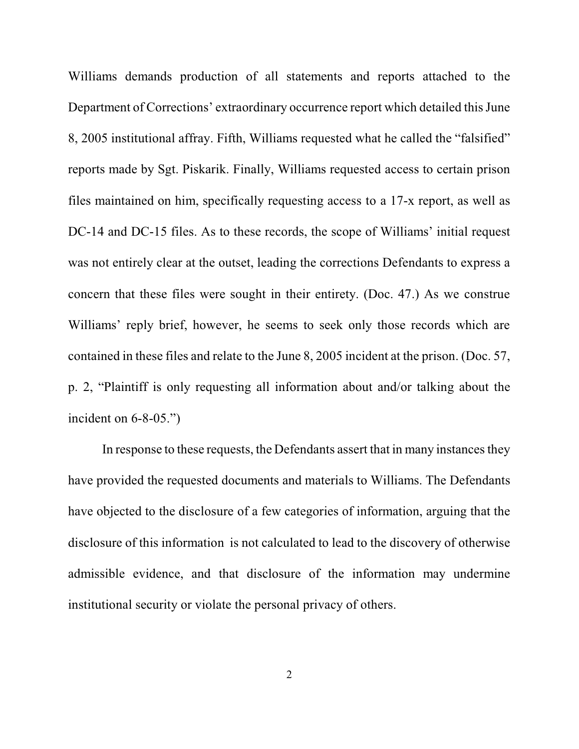Williams demands production of all statements and reports attached to the Department of Corrections' extraordinary occurrence report which detailed this June 8, 2005 institutional affray. Fifth, Williams requested what he called the "falsified" reports made by Sgt. Piskarik. Finally, Williams requested access to certain prison files maintained on him, specifically requesting access to a 17-x report, as well as DC-14 and DC-15 files. As to these records, the scope of Williams' initial request was not entirely clear at the outset, leading the corrections Defendants to express a concern that these files were sought in their entirety. (Doc. 47.) As we construe Williams' reply brief, however, he seems to seek only those records which are contained in these files and relate to the June 8, 2005 incident at the prison. (Doc. 57, p. 2, "Plaintiff is only requesting all information about and/or talking about the incident on 6-8-05.")

In response to these requests, the Defendants assert that in many instances they have provided the requested documents and materials to Williams. The Defendants have objected to the disclosure of a few categories of information, arguing that the disclosure of this information is not calculated to lead to the discovery of otherwise admissible evidence, and that disclosure of the information may undermine institutional security or violate the personal privacy of others.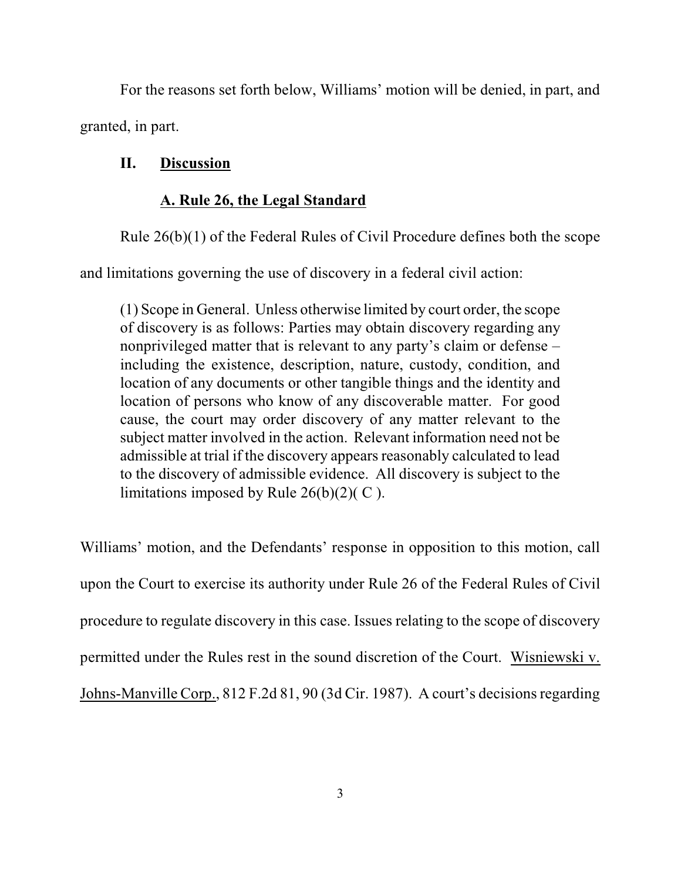For the reasons set forth below, Williams' motion will be denied, in part, and granted, in part.

## II. Discussion

### A. Rule 26, the Legal Standard

Rule 26(b)(1) of the Federal Rules of Civil Procedure defines both the scope and limitations governing the use of discovery in a federal civil action:

> (1) Scope in General. Unless otherwise limited by court order, the scope of discovery is as follows: Parties may obtain discovery regarding any nonprivileged matter that is relevant to any party's claim or defense – including the existence, description, nature, custody, condition, and location of any documents or other tangible things and the identity and location of persons who know of any discoverable matter. For good cause, the court may order discovery of any matter relevant to the subject matter involved in the action. Relevant information need not be admissible at trial if the discovery appears reasonably calculated to lead to the discovery of admissible evidence. All discovery is subject to the limitations imposed by Rule 26(b)(2)( C ).

Williams' motion, and the Defendants' response in opposition to this motion, call upon the Court to exercise its authority under Rule 26 of the Federal Rules of Civil procedure to regulate discovery in this case. Issues relating to the scope of discovery permitted under the Rules rest in the sound discretion of the Court. Wisniewski v. Johns-Manville Corp., 812 F.2d 81, 90 (3d Cir. 1987). A court's decisions regarding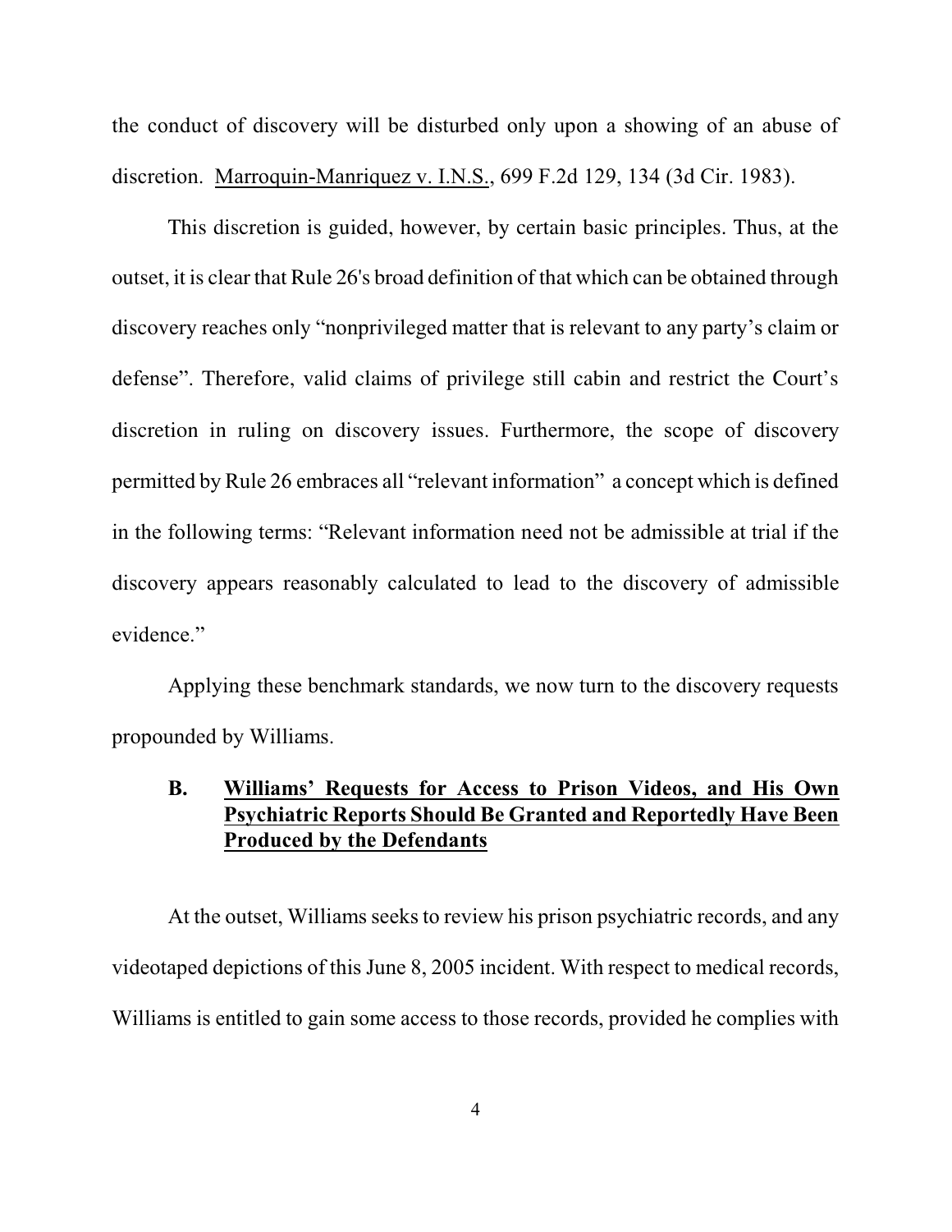the conduct of discovery will be disturbed only upon a showing of an abuse of discretion. Marroquin-Manriquez v. I.N.S., 699 F.2d 129, 134 (3d Cir. 1983).

This discretion is guided, however, by certain basic principles. Thus, at the outset, it is clear that Rule 26's broad definition of that which can be obtained through discovery reaches only "nonprivileged matter that is relevant to any party's claim or defense". Therefore, valid claims of privilege still cabin and restrict the Court's discretion in ruling on discovery issues. Furthermore, the scope of discovery permitted by Rule 26 embraces all "relevant information" a concept which is defined in the following terms: "Relevant information need not be admissible at trial if the discovery appears reasonably calculated to lead to the discovery of admissible evidence."

Applying these benchmark standards, we now turn to the discovery requests propounded by Williams.

### B. Williams' Requests for Access to Prison Videos, and His Own Psychiatric Reports Should Be Granted and Reportedly Have Been Produced by the Defendants

At the outset, Williams seeks to review his prison psychiatric records, and any videotaped depictions of this June 8, 2005 incident. With respect to medical records, Williams is entitled to gain some access to those records, provided he complies with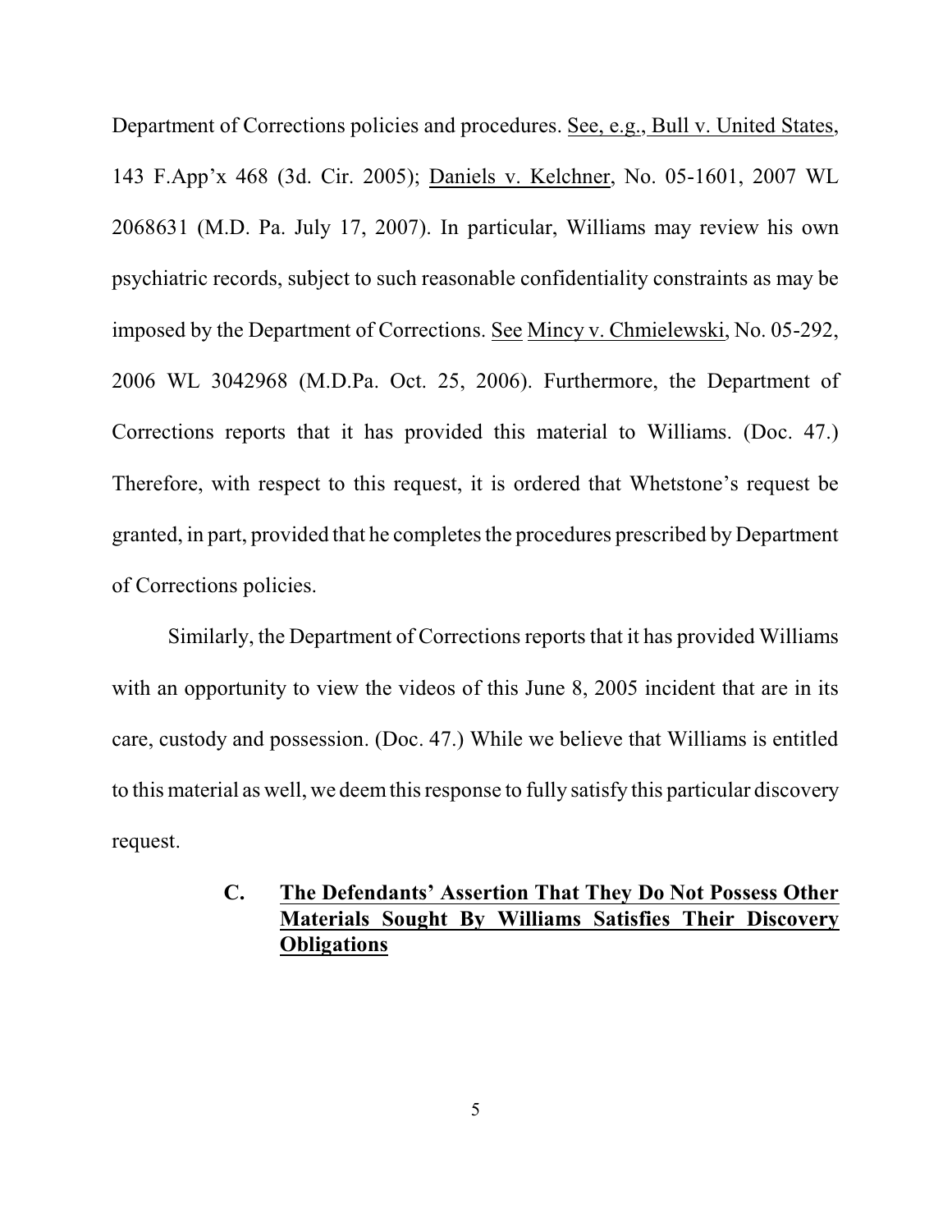Department of Corrections policies and procedures. See, e.g., Bull v. United States, 143 F.App'x 468 (3d. Cir. 2005); Daniels v. Kelchner, No. 05-1601, 2007 WL 2068631 (M.D. Pa. July 17, 2007). In particular, Williams may review his own psychiatric records, subject to such reasonable confidentiality constraints as may be imposed by the Department of Corrections. See Mincy v. Chmielewski, No. 05-292, 2006 WL 3042968 (M.D.Pa. Oct. 25, 2006). Furthermore, the Department of Corrections reports that it has provided this material to Williams. (Doc. 47.) Therefore, with respect to this request, it is ordered that Whetstone's request be granted, in part, provided that he completes the procedures prescribed by Department of Corrections policies.

Similarly, the Department of Corrections reports that it has provided Williams with an opportunity to view the videos of this June 8, 2005 incident that are in its care, custody and possession. (Doc. 47.) While we believe that Williams is entitled to this material as well, we deem this response to fully satisfy this particular discovery request.

### C. The Defendants' Assertion That They Do Not Possess Other Materials Sought By Williams Satisfies Their Discovery Obligations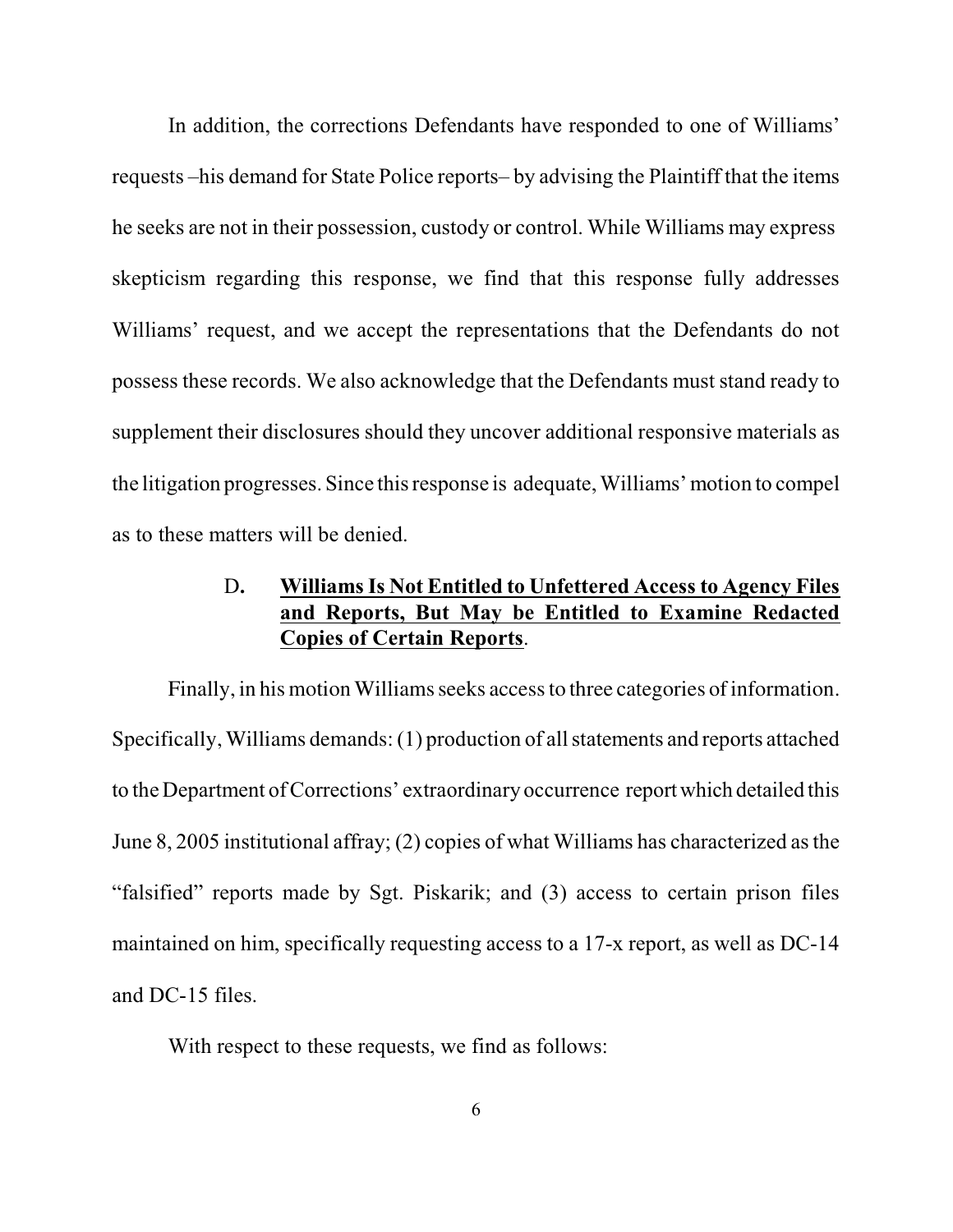In addition, the corrections Defendants have responded to one of Williams' requests –his demand for State Police reports– by advising the Plaintiff that the items he seeks are not in their possession, custody or control. While Williams may express skepticism regarding this response, we find that this response fully addresses Williams' request, and we accept the representations that the Defendants do not possess these records. We also acknowledge that the Defendants must stand ready to supplement their disclosures should they uncover additional responsive materials as the litigation progresses. Since this response is adequate, Williams' motion to compel as to these matters will be denied.

### D. **<u>Williams Is Not Entitled to Unfettered Access to Agency Files and Reports, But May be Entitled to Examine Redacted Copies of Certain Reports</u>**.

Finally, in his motion Williams seeks access to three categories of information. Specifically, Williams demands: (1) production of all statements and reports attached to the Department of Corrections' extraordinary occurrence report which detailed this June 8, 2005 institutional affray; (2) copies of what Williams has characterized as the "falsified" reports made by Sgt. Piskarik; and (3) access to certain prison files maintained on him, specifically requesting access to a 17-x report, as well as DC-14 and DC-15 files.

With respect to these requests, we find as follows: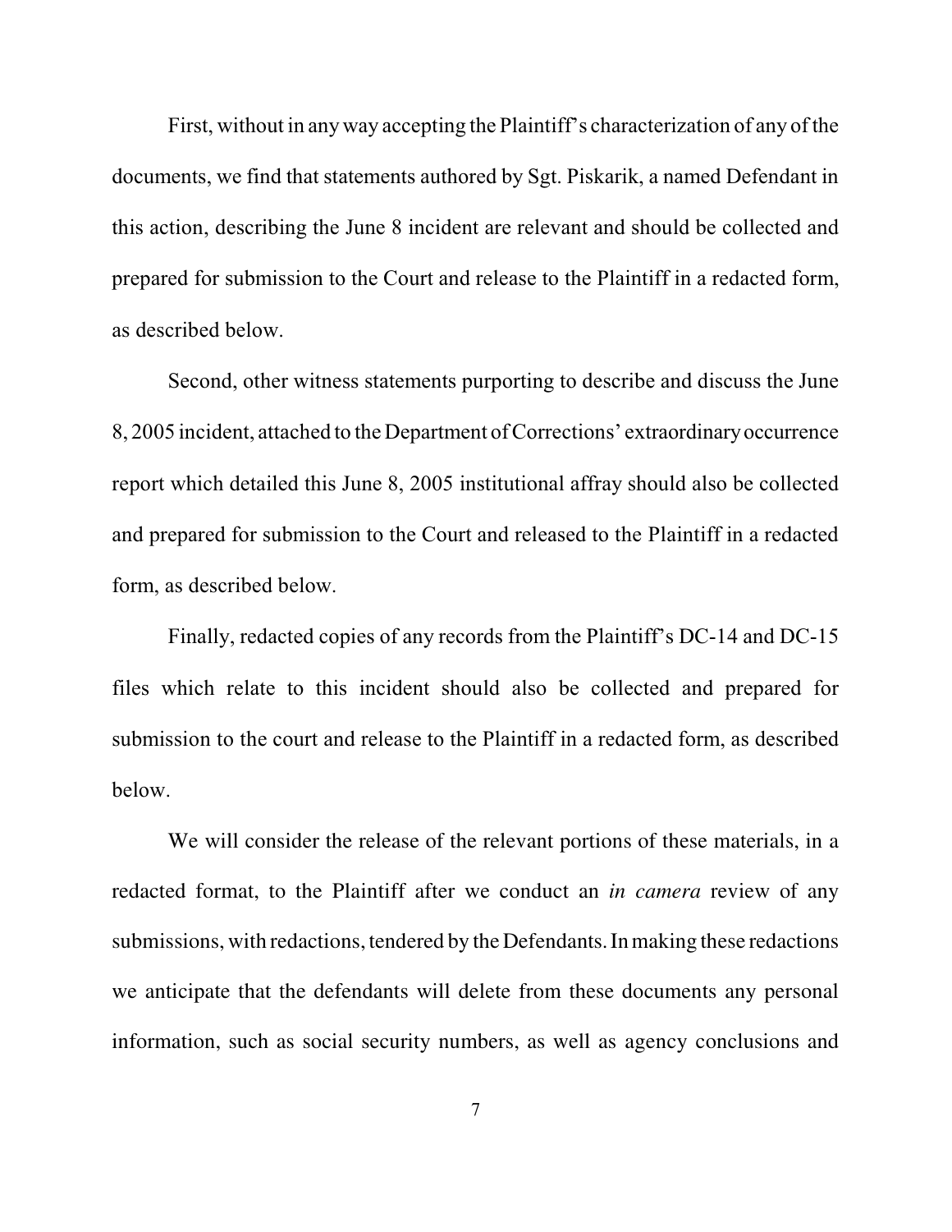First, without in any way accepting the Plaintiff's characterization of any of the documents, we find that statements authored by Sgt. Piskarik, a named Defendant in this action, describing the June 8 incident are relevant and should be collected and prepared for submission to the Court and release to the Plaintiff in a redacted form, as described below.

Second, other witness statements purporting to describe and discuss the June 8, 2005 incident, attached to the Department of Corrections' extraordinary occurrence report which detailed this June 8, 2005 institutional affray should also be collected and prepared for submission to the Court and released to the Plaintiff in a redacted form, as described below.

Finally, redacted copies of any records from the Plaintiff's DC-14 and DC-15 files which relate to this incident should also be collected and prepared for submission to the court and release to the Plaintiff in a redacted form, as described below.

We will consider the release of the relevant portions of these materials, in a redacted format, to the Plaintiff after we conduct an *in camera* review of any submissions, with redactions, tendered by the Defendants. In making these redactions we anticipate that the defendants will delete from these documents any personal information, such as social security numbers, as well as agency conclusions and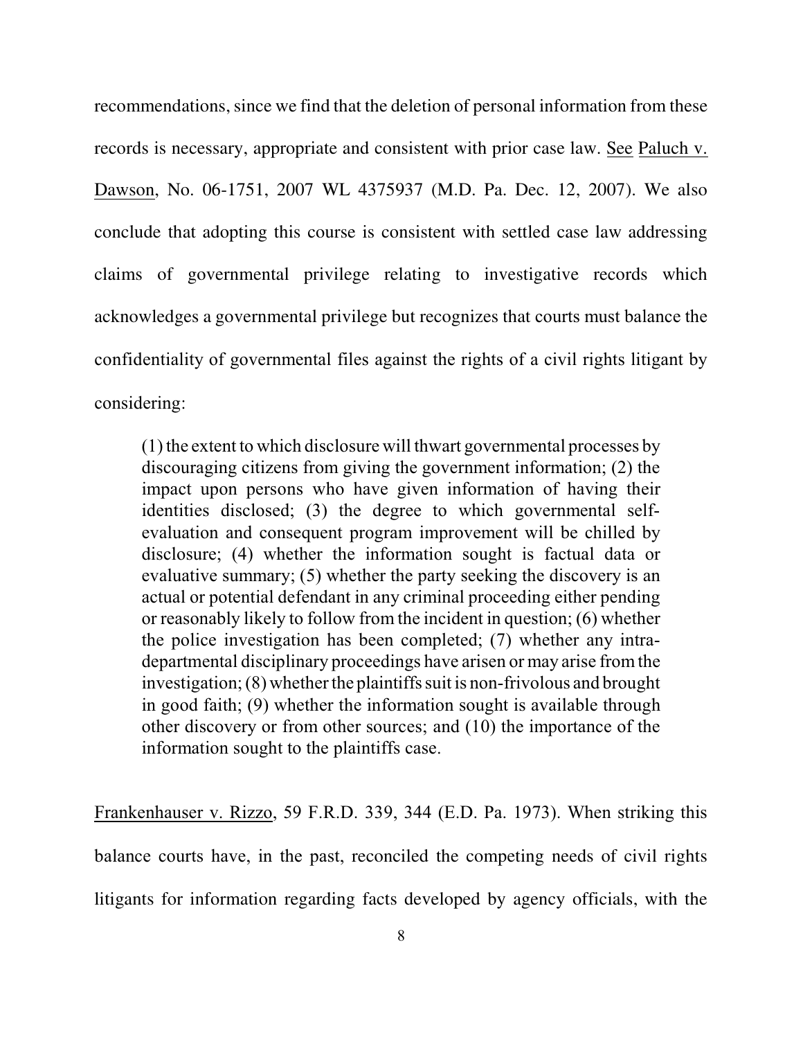recommendations, since we find that the deletion of personal information from these records is necessary, appropriate and consistent with prior case law. See Paluch v. Dawson, No. 06-1751, 2007 WL 4375937 (M.D. Pa. Dec. 12, 2007). We also conclude that adopting this course is consistent with settled case law addressing claims of governmental privilege relating to investigative records which acknowledges a governmental privilege but recognizes that courts must balance the confidentiality of governmental files against the rights of a civil rights litigant by considering:

> (1) the extent to which disclosure will thwart governmental processes by discouraging citizens from giving the government information; (2) the impact upon persons who have given information of having their identities disclosed; (3) the degree to which governmental self-evaluation and consequent program improvement will be chilled by disclosure; (4) whether the information sought is factual data or evaluative summary; (5) whether the party seeking the discovery is an actual or potential defendant in any criminal proceeding either pending or reasonably likely to follow from the incident in question; (6) whether the police investigation has been completed; (7) whether any intra-departmental disciplinary proceedings have arisen or may arise from the investigation; (8) whether the plaintiffs suit is non-frivolous and brought in good faith; (9) whether the information sought is available through other discovery or from other sources; and (10) the importance of the information sought to the plaintiffs case.

Frankenhauser v. Rizzo, 59 F.R.D. 339, 344 (E.D. Pa. 1973). When striking this balance courts have, in the past, reconciled the competing needs of civil rights litigants for information regarding facts developed by agency officials, with the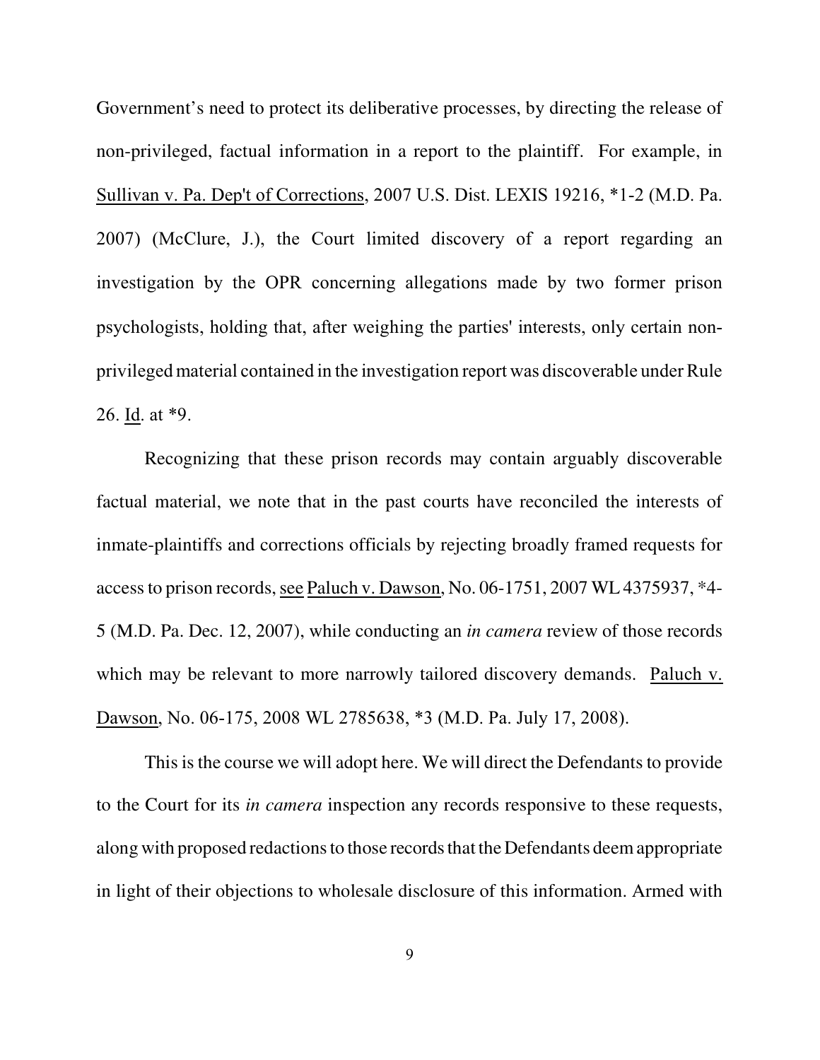Government's need to protect its deliberative processes, by directing the release of non-privileged, factual information in a report to the plaintiff. For example, in Sullivan v. Pa. Dep't of Corrections, 2007 U.S. Dist. LEXIS 19216, *1-2 (M.D. Pa. 2007) (McClure, J.), the Court limited discovery of a report regarding an investigation by the OPR concerning allegations made by two former prison psychologists, holding that, after weighing the parties' interests, only certain non-privileged material contained in the investigation report was discoverable under Rule 26. Id. at *9.

Recognizing that these prison records may contain arguably discoverable factual material, we note that in the past courts have reconciled the interests of inmate-plaintiffs and corrections officials by rejecting broadly framed requests for access to prison records, see Paluch v. Dawson, No. 06-1751, 2007 WL 4375937, *4-5 (M.D. Pa. Dec. 12, 2007), while conducting an *in camera* review of those records which may be relevant to more narrowly tailored discovery demands. Paluch v. Dawson, No. 06-175, 2008 WL 2785638, *3 (M.D. Pa. July 17, 2008).

This is the course we will adopt here. We will direct the Defendants to provide to the Court for its *in camera* inspection any records responsive to these requests, along with proposed redactions to those records that the Defendants deem appropriate in light of their objections to wholesale disclosure of this information. Armed with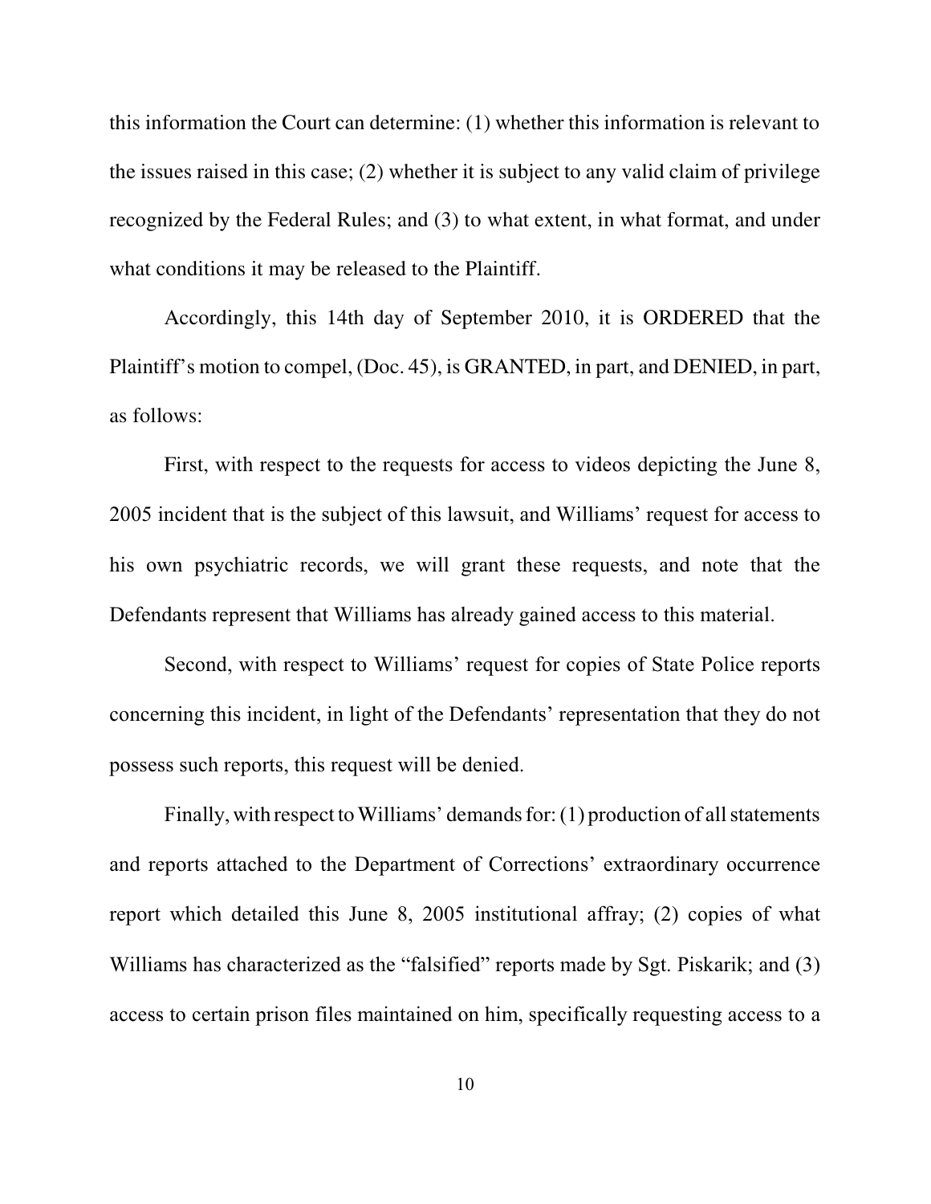this information the Court can determine: (1) whether this information is relevant to the issues raised in this case; (2) whether it is subject to any valid claim of privilege recognized by the Federal Rules; and (3) to what extent, in what format, and under what conditions it may be released to the Plaintiff.

Accordingly, this 14th day of September 2010, it is ORDERED that the Plaintiff's motion to compel, (Doc. 45), is GRANTED, in part, and DENIED, in part, as follows:

First, with respect to the requests for access to videos depicting the June 8, 2005 incident that is the subject of this lawsuit, and Williams' request for access to his own psychiatric records, we will grant these requests, and note that the Defendants represent that Williams has already gained access to this material.

Second, with respect to Williams' request for copies of State Police reports concerning this incident, in light of the Defendants' representation that they do not possess such reports, this request will be denied.

Finally, with respect to Williams' demands for: (1) production of all statements and reports attached to the Department of Corrections' extraordinary occurrence report which detailed this June 8, 2005 institutional affray; (2) copies of what Williams has characterized as the "falsified" reports made by Sgt. Piskarik; and (3) access to certain prison files maintained on him, specifically requesting access to a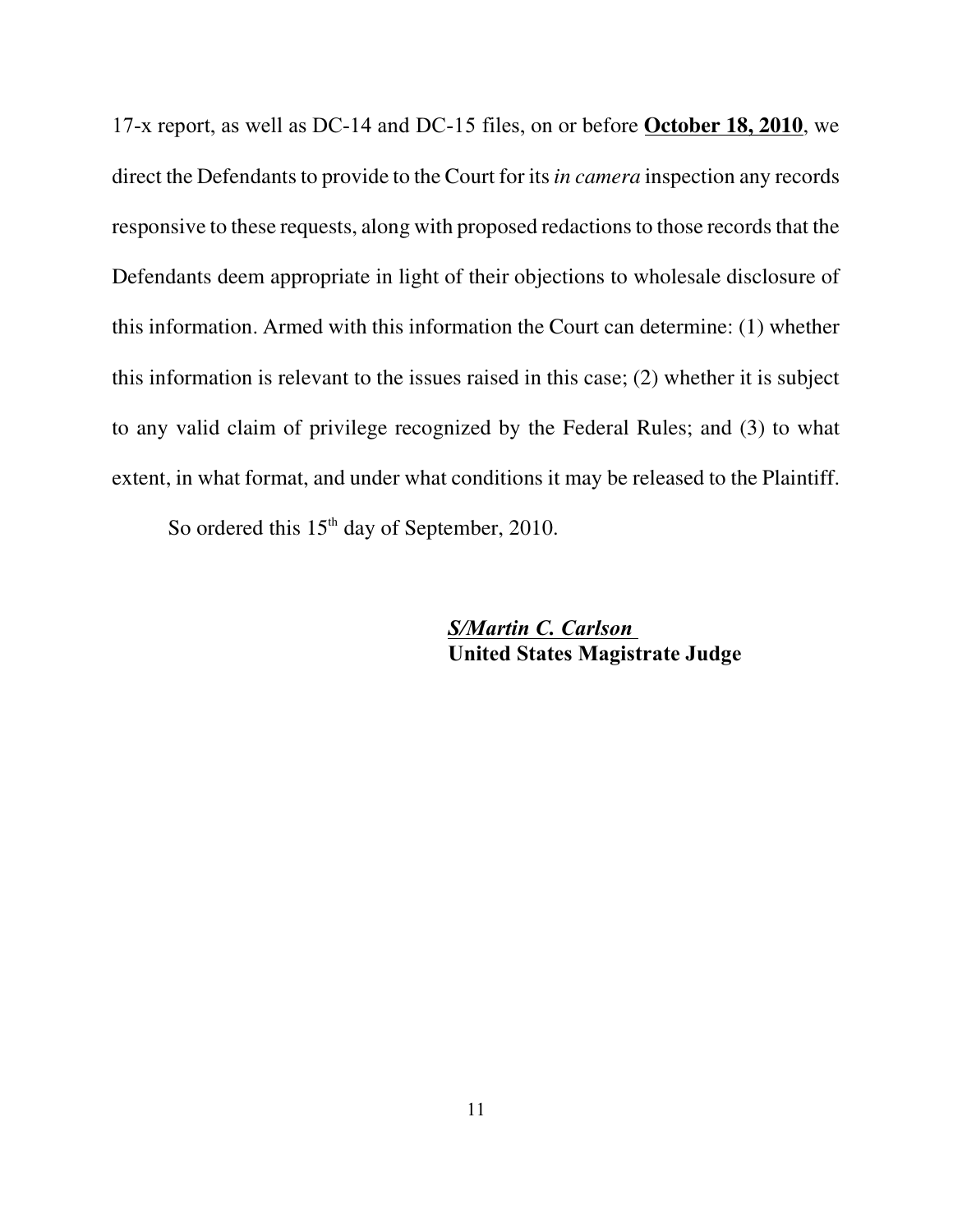17-x report, as well as DC-14 and DC-15 files, on or before **October 18, 2010**, we direct the Defendants to provide to the Court for its *in camera* inspection any records responsive to these requests, along with proposed redactions to those records that the Defendants deem appropriate in light of their objections to wholesale disclosure of this information. Armed with this information the Court can determine: (1) whether this information is relevant to the issues raised in this case; (2) whether it is subject to any valid claim of privilege recognized by the Federal Rules; and (3) to what extent, in what format, and under what conditions it may be released to the Plaintiff.

So ordered this 15th day of September, 2010.

***S/Martin C. Carlson***
**United States Magistrate Judge**